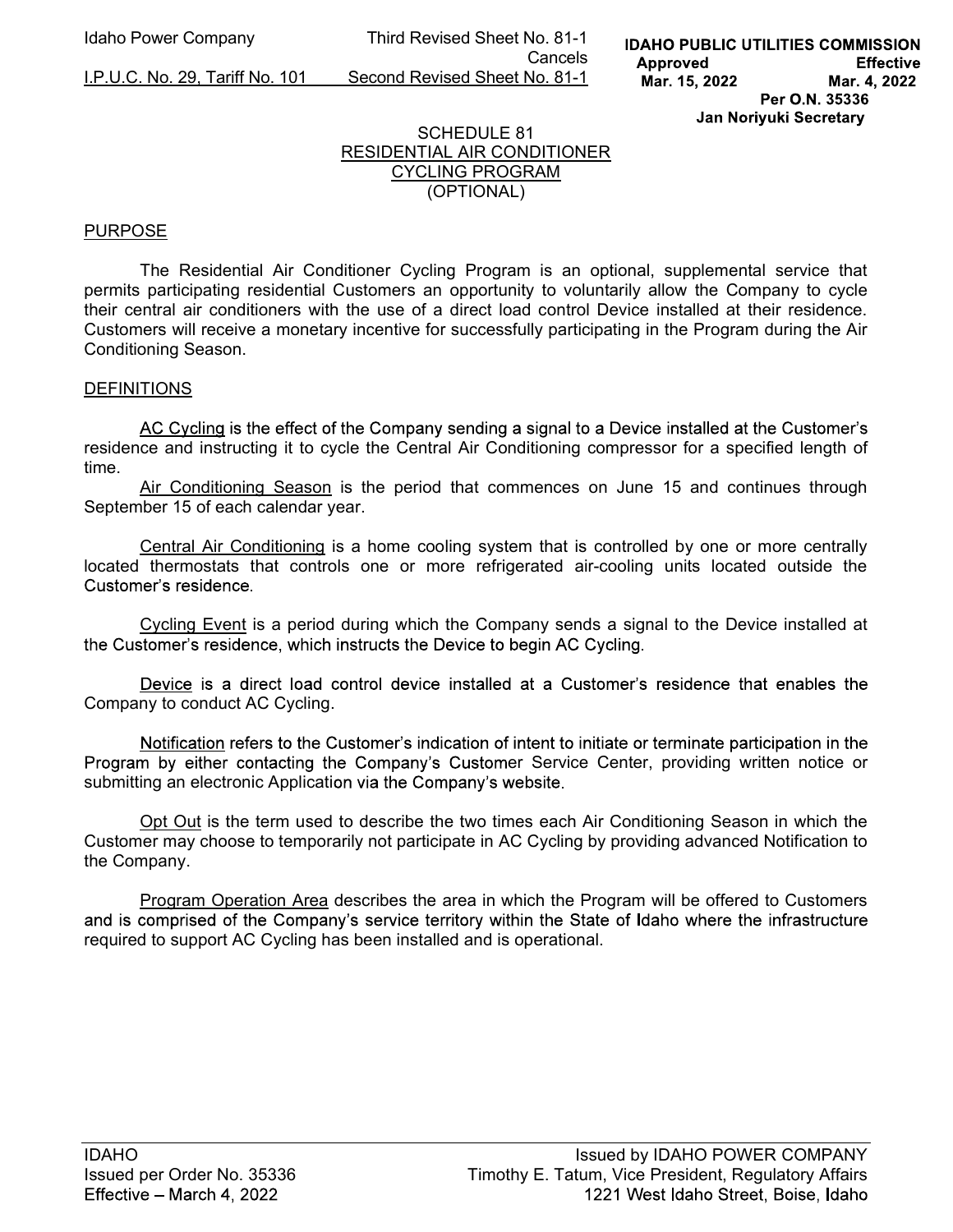# SCHEDULE 81
## RESIDENTIAL AIR CONDITIONER CYCLING PROGRAM
## (OPTIONAL)

### PURPOSE

The Residential Air Conditioner Cycling Program is an optional, supplemental service that permits participating residential Customers an opportunity to voluntarily allow the Company to cycle their central air conditioners with the use of a direct load control Device installed at their residence. Customers will receive a monetary incentive for successfully participating in the Program during the Air Conditioning Season.

### DEFINITIONS

AC Cycling is the effect of the Company sending a signal to a Device installed at the Customer's residence and instructing it to cycle the Central Air Conditioning compressor for a specified length of time.

Air Conditioning Season is the period that commences on June 15 and continues through September 15 of each calendar year.

Central Air Conditioning is a home cooling system that is controlled by one or more centrally located thermostats that controls one or more refrigerated air-cooling units located outside the Customer's residence.

Cycling Event is a period during which the Company sends a signal to the Device installed at the Customer's residence, which instructs the Device to begin AC Cycling.

Device is a direct load control device installed at a Customer's residence that enables the Company to conduct AC Cycling.

Notification refers to the Customer's indication of intent to initiate or terminate participation in the Program by either contacting the Company's Customer Service Center, providing written notice or submitting an electronic Application via the Company's website.

Opt Out is the term used to describe the two times each Air Conditioning Season in which the Customer may choose to temporarily not participate in AC Cycling by providing advanced Notification to the Company.

Program Operation Area describes the area in which the Program will be offered to Customers and is comprised of the Company's service territory within the State of Idaho where the infrastructure required to support AC Cycling has been installed and is operational.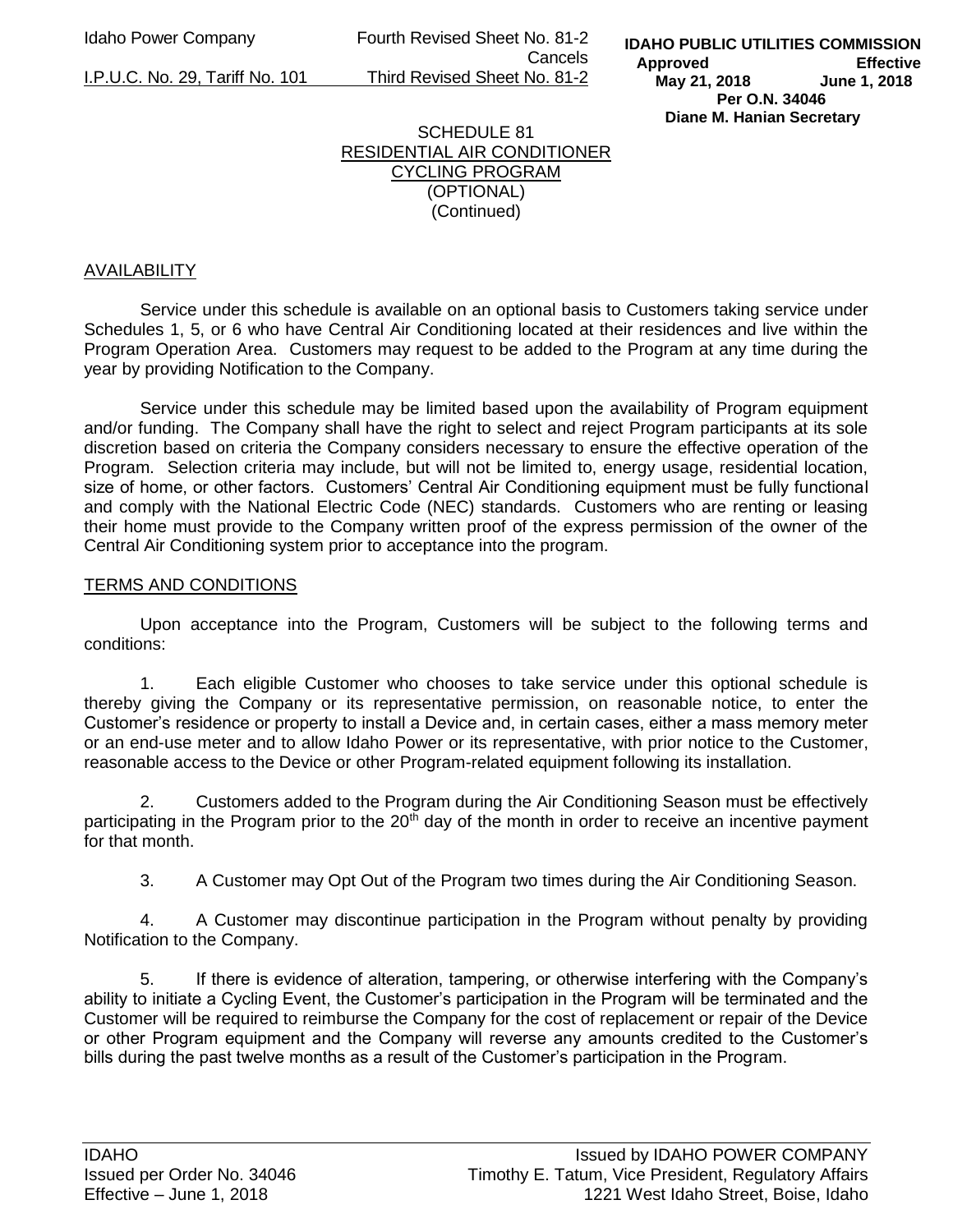SCHEDULE 81
RESIDENTIAL AIR CONDITIONER
CYCLING PROGRAM
(OPTIONAL)
(Continued)

## AVAILABILITY

Service under this schedule is available on an optional basis to Customers taking service under Schedules 1, 5, or 6 who have Central Air Conditioning located at their residences and live within the Program Operation Area. Customers may request to be added to the Program at any time during the year by providing Notification to the Company.

Service under this schedule may be limited based upon the availability of Program equipment and/or funding. The Company shall have the right to select and reject Program participants at its sole discretion based on criteria the Company considers necessary to ensure the effective operation of the Program. Selection criteria may include, but will not be limited to, energy usage, residential location, size of home, or other factors. Customers' Central Air Conditioning equipment must be fully functional and comply with the National Electric Code (NEC) standards. Customers who are renting or leasing their home must provide to the Company written proof of the express permission of the owner of the Central Air Conditioning system prior to acceptance into the program.

## TERMS AND CONDITIONS

Upon acceptance into the Program, Customers will be subject to the following terms and conditions:

1. Each eligible Customer who chooses to take service under this optional schedule is thereby giving the Company or its representative permission, on reasonable notice, to enter the Customer's residence or property to install a Device and, in certain cases, either a mass memory meter or an end-use meter and to allow Idaho Power or its representative, with prior notice to the Customer, reasonable access to the Device or other Program-related equipment following its installation.

2. Customers added to the Program during the Air Conditioning Season must be effectively participating in the Program prior to the 20th day of the month in order to receive an incentive payment for that month.

3. A Customer may Opt Out of the Program two times during the Air Conditioning Season.

4. A Customer may discontinue participation in the Program without penalty by providing Notification to the Company.

5. If there is evidence of alteration, tampering, or otherwise interfering with the Company's ability to initiate a Cycling Event, the Customer's participation in the Program will be terminated and the Customer will be required to reimburse the Company for the cost of replacement or repair of the Device or other Program equipment and the Company will reverse any amounts credited to the Customer's bills during the past twelve months as a result of the Customer's participation in the Program.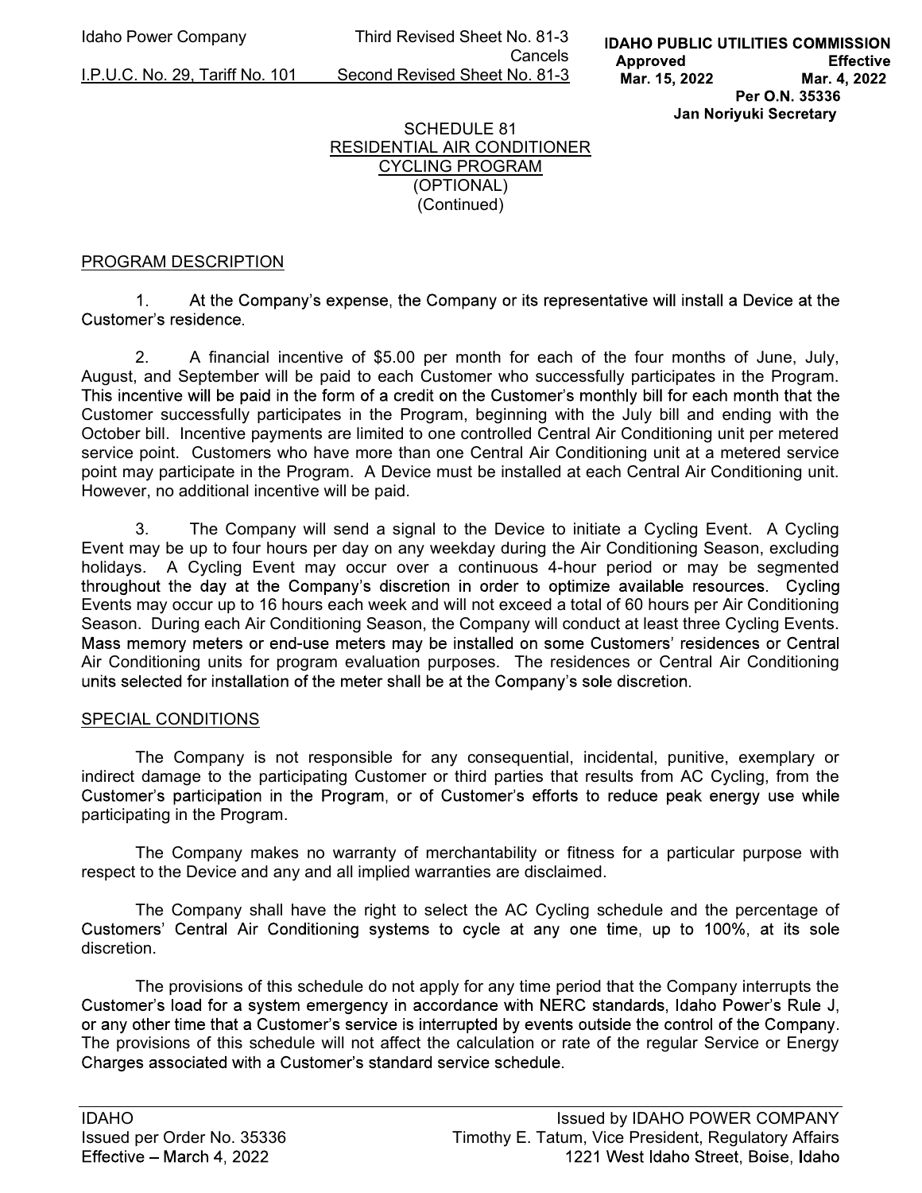# SCHEDULE 81
## RESIDENTIAL AIR CONDITIONER CYCLING PROGRAM
(OPTIONAL)
(Continued)

### PROGRAM DESCRIPTION

1. At the Company's expense, the Company or its representative will install a Device at the Customer's residence.

2. A financial incentive of $5.00 per month for each of the four months of June, July, August, and September will be paid to each Customer who successfully participates in the Program. This incentive will be paid in the form of a credit on the Customer's monthly bill for each month that the Customer successfully participates in the Program, beginning with the July bill and ending with the October bill. Incentive payments are limited to one controlled Central Air Conditioning unit per metered service point. Customers who have more than one Central Air Conditioning unit at a metered service point may participate in the Program. A Device must be installed at each Central Air Conditioning unit. However, no additional incentive will be paid.

3. The Company will send a signal to the Device to initiate a Cycling Event. A Cycling Event may be up to four hours per day on any weekday during the Air Conditioning Season, excluding holidays. A Cycling Event may occur over a continuous 4-hour period or may be segmented throughout the day at the Company's discretion in order to optimize available resources. Cycling Events may occur up to 16 hours each week and will not exceed a total of 60 hours per Air Conditioning Season. During each Air Conditioning Season, the Company will conduct at least three Cycling Events. Mass memory meters or end-use meters may be installed on some Customers' residences or Central Air Conditioning units for program evaluation purposes. The residences or Central Air Conditioning units selected for installation of the meter shall be at the Company's sole discretion.

### SPECIAL CONDITIONS

The Company is not responsible for any consequential, incidental, punitive, exemplary or indirect damage to the participating Customer or third parties that results from AC Cycling, from the Customer's participation in the Program, or of Customer's efforts to reduce peak energy use while participating in the Program.

The Company makes no warranty of merchantability or fitness for a particular purpose with respect to the Device and any and all implied warranties are disclaimed.

The Company shall have the right to select the AC Cycling schedule and the percentage of Customers' Central Air Conditioning systems to cycle at any one time, up to 100%, at its sole discretion.

The provisions of this schedule do not apply for any time period that the Company interrupts the Customer's load for a system emergency in accordance with NERC standards, Idaho Power's Rule J, or any other time that a Customer's service is interrupted by events outside the control of the Company. The provisions of this schedule will not affect the calculation or rate of the regular Service or Energy Charges associated with a Customer's standard service schedule.